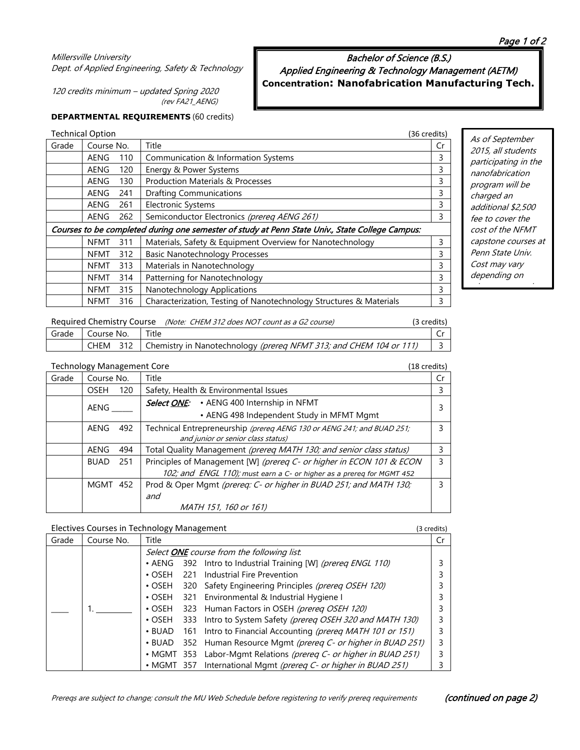Millersville University
Dept. of Applied Engineering, Safety & Technology

120 credits minimum – updated Spring 2020
(rev FA21_AENG)

# Bachelor of Science (B.S.)
## Applied Engineering & Technology Management (AETM)
## Concentration: Nanofabrication Manufacturing Tech.

**DEPARTMENTAL REQUIREMENTS** (60 credits)

*As of September 2015, all students participating in the nanofabrication program will be charged an additional $2,500 fee to cover the cost of the NFMT capstone courses at Penn State Univ. Cost may vary depending on*

Technical Option (36 credits)

| Grade | Course No. | Title | Cr |
|---|---|---|---|
| | AENG 110 | Communication & Information Systems | 3 |
| | AENG 120 | Energy & Power Systems | 3 |
| | AENG 130 | Production Materials & Processes | 3 |
| | AENG 241 | Drafting Communications | 3 |
| | AENG 261 | Electronic Systems | 3 |
| | AENG 262 | Semiconductor Electronics *(prereq AENG 261)* | 3 |
| *Courses to be completed during one semester of study at Penn State Univ., State College Campus:* | | | |
| | NFMT 311 | Materials, Safety & Equipment Overview for Nanotechnology | 3 |
| | NFMT 312 | Basic Nanotechnology Processes | 3 |
| | NFMT 313 | Materials in Nanotechnology | 3 |
| | NFMT 314 | Patterning for Nanotechnology | 3 |
| | NFMT 315 | Nanotechnology Applications | 3 |
| | NFMT 316 | Characterization, Testing of Nanotechnology Structures & Materials | 3 |

Required Chemistry Course *(Note: CHEM 312 does NOT count as a G2 course)* (3 credits)

| Grade | Course No. | Title | Cr |
|---|---|---|---|
| | CHEM 312 | Chemistry in Nanotechnology *(prereq NFMT 313; and CHEM 104 or 111)* | 3 |

Technology Management Core (18 credits)

| Grade | Course No. | Title | Cr |
|---|---|---|---|
| | OSEH 120 | Safety, Health & Environmental Issues | 3 |
| | AENG _____ | ***Select ONE:*** • AENG 400 Internship in NFMT • AENG 498 Independent Study in MFMT Mgmt | 3 |
| | AENG 492 | Technical Entrepreneurship *(prereq AENG 130 or AENG 241; and BUAD 251; and junior or senior class status)* | 3 |
| | AENG 494 | Total Quality Management *(prereq MATH 130; and senior class status)* | 3 |
| | BUAD 251 | Principles of Management [W] *(prereq C- or higher in ECON 101 & ECON 102; and ENGL 110); must earn a C- or higher as a prereq for MGMT 452* | 3 |
| | MGMT 452 | Prod & Oper Mgmt *(prereq: C- or higher in BUAD 251; and MATH 130; and MATH 151, 160 or 161)* | 3 |

Electives Courses in Technology Management (3 credits)

| Grade | Course No. | Title | Cr |
|---|---|---|---|
| ____ | 1. ________ | *Select **ONE** course from the following list:* | |
| | | • AENG 392 Intro to Industrial Training [W] *(prereq ENGL 110)* | 3 |
| | | • OSEH 221 Industrial Fire Prevention | 3 |
| | | • OSEH 320 Safety Engineering Principles *(prereq OSEH 120)* | 3 |
| | | • OSEH 321 Environmental & Industrial Hygiene I | 3 |
| | | • OSEH 323 Human Factors in OSEH *(prereq OSEH 120)* | 3 |
| | | • OSEH 333 Intro to System Safety *(prereq OSEH 320 and MATH 130)* | 3 |
| | | • BUAD 161 Intro to Financial Accounting *(prereq MATH 101 or 151)* | 3 |
| | | • BUAD 352 Human Resource Mgmt *(prereq C- or higher in BUAD 251)* | 3 |
| | | • MGMT 353 Labor-Mgmt Relations *(prereq C- or higher in BUAD 251)* | 3 |
| | | • MGMT 357 International Mgmt *(prereq C- or higher in BUAD 251)* | 3 |

*Prereqs are subject to change; consult the MU Web Schedule before registering to verify prereq requirements*

***(continued on page 2)***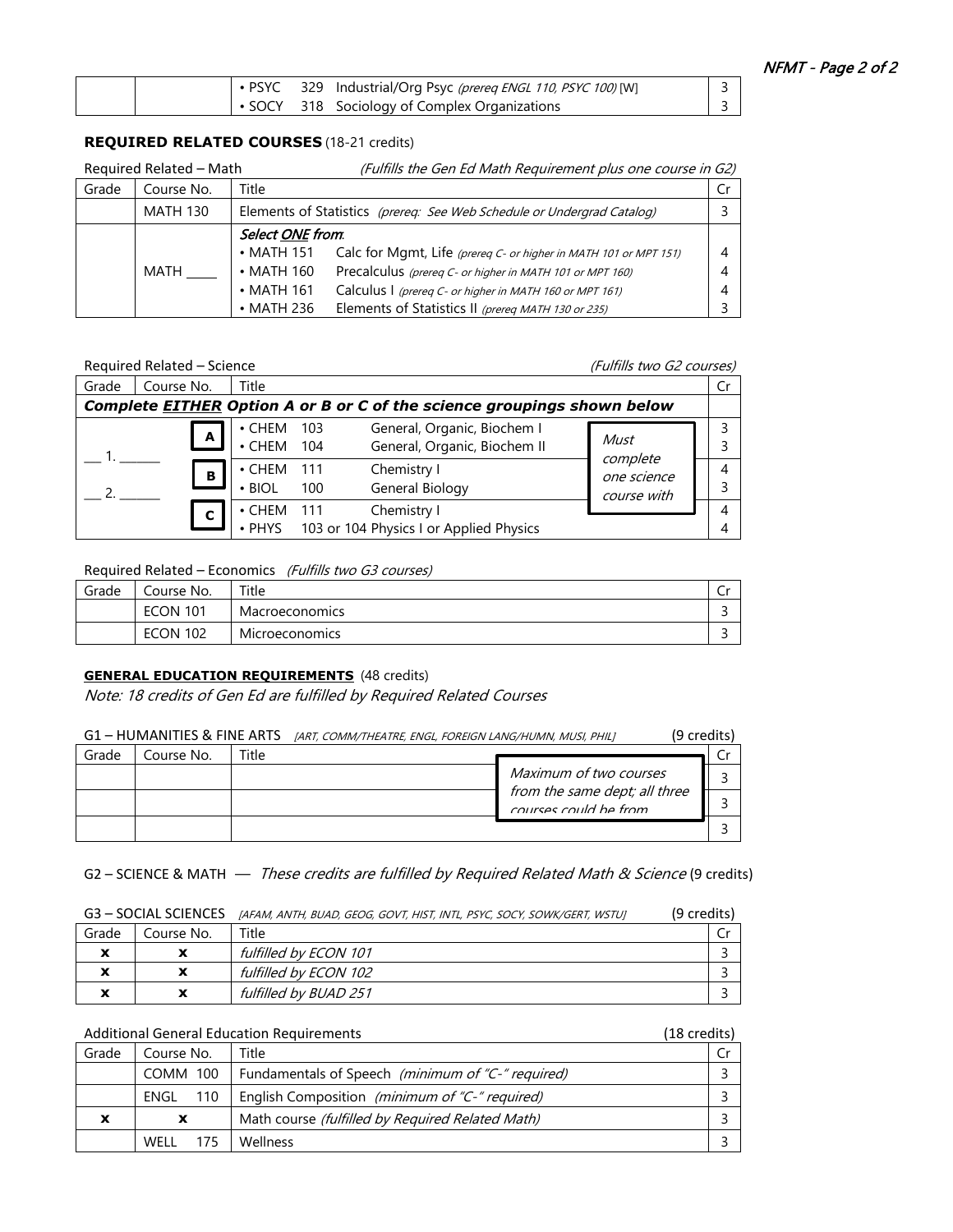| | | | |
|---|---|---|---|
| | | • PSYC 329 Industrial/Org Psyc *(prereq ENGL 110, PSYC 100)* [W] | 3 |
| | | • SOCY 318 Sociology of Complex Organizations | 3 |

## REQUIRED RELATED COURSES (18-21 credits)

Required Related – Math *(Fulfills the Gen Ed Math Requirement plus one course in G2)*

| Grade | Course No. | Title | Cr |
|---|---|---|---|
| | MATH 130 | Elements of Statistics *(prereq: See Web Schedule or Undergrad Catalog)* | 3 |
| | MATH ____ | ***Select ONE from:*** | |
| | | • MATH 151 Calc for Mgmt, Life *(prereq C- or higher in MATH 101 or MPT 151)* | 4 |
| | | • MATH 160 Precalculus *(prereq C- or higher in MATH 101 or MPT 160)* | 4 |
| | | • MATH 161 Calculus I *(prereq C- or higher in MATH 160 or MPT 161)* | 4 |
| | | • MATH 236 Elements of Statistics II *(prereq MATH 130 or 235)* | 3 |

Required Related – Science *(Fulfills two G2 courses)*

| Grade | Course No. | | Title | Cr |
|---|---|---|---|---|
| ***Complete EITHER Option A or B or C of the science groupings shown below*** | | | | |
| | ___ 1. ______ | **A** | • CHEM 103 General, Organic, Biochem I | 3 |
| | | | • CHEM 104 General, Organic, Biochem II | 3 |
| | ___ 2. ______ | **B** | • CHEM 111 Chemistry I | 4 |
| | | | • BIOL 100 General Biology | 3 |
| | | **C** | • CHEM 111 Chemistry I | 4 |
| | | | • PHYS 103 or 104 Physics I or Applied Physics | 4 |

*Must complete one science course with*

Required Related – Economics *(Fulfills two G3 courses)*

| Grade | Course No. | Title | Cr |
|---|---|---|---|
| | ECON 101 | Macroeconomics | 3 |
| | ECON 102 | Microeconomics | 3 |

## GENERAL EDUCATION REQUIREMENTS (48 credits)

*Note: 18 credits of Gen Ed are fulfilled by Required Related Courses*

G1 – HUMANITIES & FINE ARTS *[ART, COMM/THEATRE, ENGL, FOREIGN LANG/HUMN, MUSI, PHIL]* (9 credits)

| Grade | Course No. | Title | Cr |
|---|---|---|---|
| | | | 3 |
| | | | 3 |
| | | | 3 |

*Maximum of two courses from the same dept; all three courses could be from*

G2 – SCIENCE & MATH — *These credits are fulfilled by Required Related Math & Science* (9 credits)

G3 – SOCIAL SCIENCES *[AFAM, ANTH, BUAD, GEOG, GOVT, HIST, INTL, PSYC, SOCY, SOWK/GERT, WSTU]* (9 credits)

| Grade | Course No. | Title | Cr |
|---|---|---|---|
| x | x | *fulfilled by ECON 101* | 3 |
| x | x | *fulfilled by ECON 102* | 3 |
| x | x | *fulfilled by BUAD 251* | 3 |

Additional General Education Requirements (18 credits)

| Grade | Course No. | Title | Cr |
|---|---|---|---|
| | COMM 100 | Fundamentals of Speech *(minimum of "C-" required)* | 3 |
| | ENGL 110 | English Composition *(minimum of "C-" required)* | 3 |
| x | x | Math course *(fulfilled by Required Related Math)* | 3 |
| | WELL 175 | Wellness | 3 |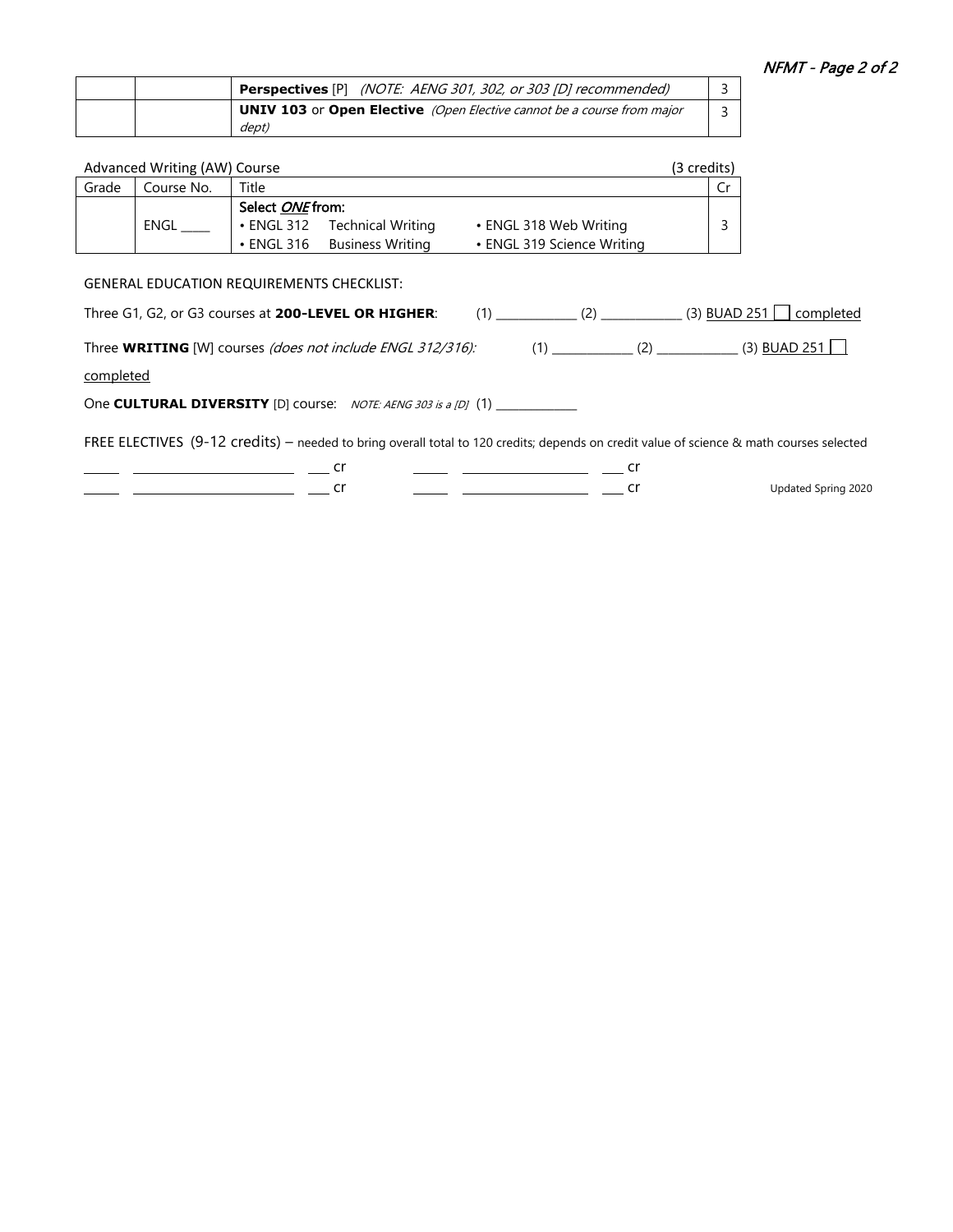| | | | |
|---|---|---|---|
| | | **Perspectives** [P] *(NOTE: AENG 301, 302, or 303 [D] recommended)* | 3 |
| | | **UNIV 103** or **Open Elective** *(Open Elective cannot be a course from major dept)* | 3 |

Advanced Writing (AW) Course (3 credits)

| Grade | Course No. | Title | Cr |
|---|---|---|---|
| | ENGL ____ | Select *ONE* from:<br>• ENGL 312 Technical Writing • ENGL 318 Web Writing<br>• ENGL 316 Business Writing • ENGL 319 Science Writing | 3 |

GENERAL EDUCATION REQUIREMENTS CHECKLIST:

Three G1, G2, or G3 courses at **200-LEVEL OR HIGHER**: (1) ____________ (2) ____________ (3) BUAD 251 ☐ completed

Three **WRITING** [W] courses *(does not include ENGL 312/316):* (1) ____________ (2) ____________ (3) BUAD 251 ☐ completed

One **CULTURAL DIVERSITY** [D] course: *NOTE: AENG 303 is a [D]* (1) ____________

FREE ELECTIVES (9-12 credits) – needed to bring overall total to 120 credits; depends on credit value of science & math courses selected

_____ ____________________ ___ cr _____ ________________ ___ cr

_____ ____________________ ___ cr _____ ________________ ___ cr

Updated Spring 2020